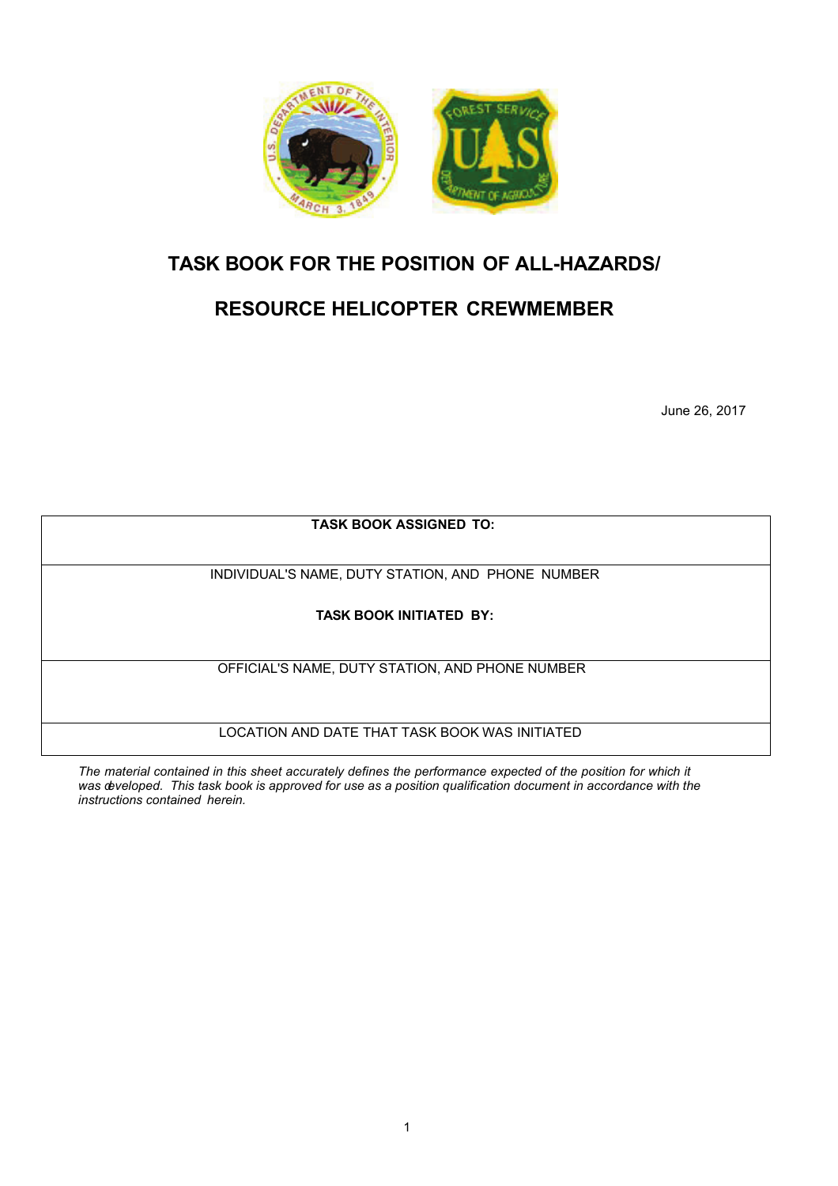# TASK BOOK FOR THE POSITION OF ALL-HAZARDS/

# RESOURCE HELICOPTER CREWMEMBER

June 26, 2017

| TASK BOOK ASSIGNED TO: |
|---|
| INDIVIDUAL'S NAME, DUTY STATION, AND PHONE NUMBER<br><br>**TASK BOOK INITIATED BY:** |
| OFFICIAL'S NAME, DUTY STATION, AND PHONE NUMBER |
| LOCATION AND DATE THAT TASK BOOK WAS INITIATED |

*The material contained in this sheet accurately defines the performance expected of the position for which it was developed. This task book is approved for use as a position qualification document in accordance with the instructions contained herein.*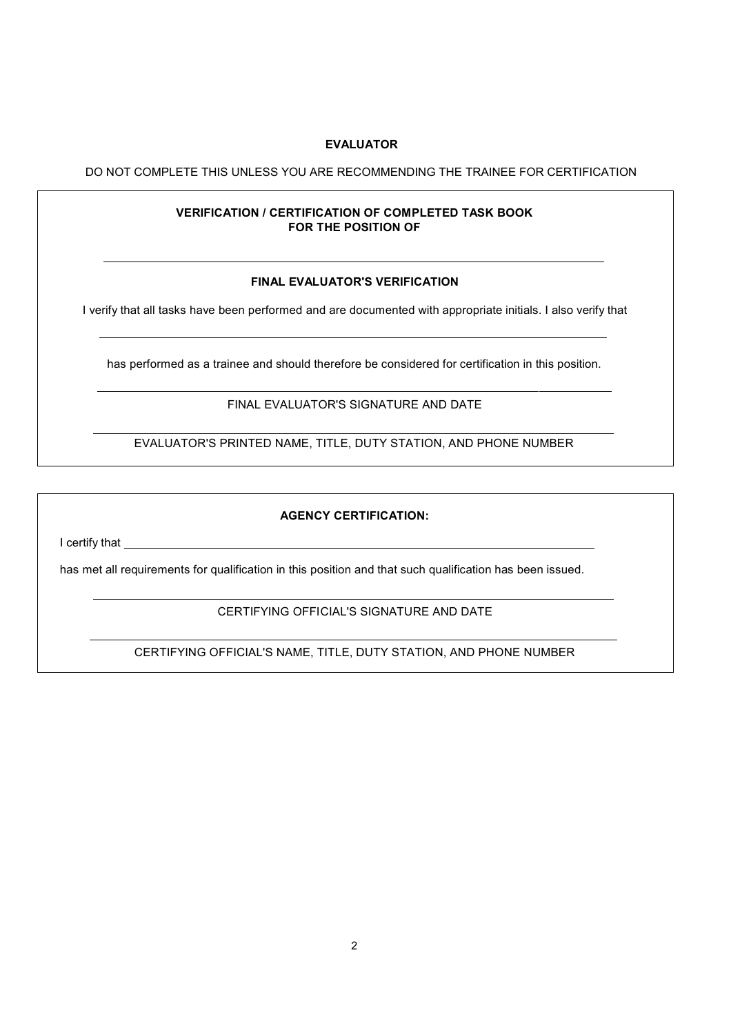**EVALUATOR**

DO NOT COMPLETE THIS UNLESS YOU ARE RECOMMENDING THE TRAINEE FOR CERTIFICATION

**VERIFICATION / CERTIFICATION OF COMPLETED TASK BOOK FOR THE POSITION OF**

______________________________________________________________________

**FINAL EVALUATOR'S VERIFICATION**

I verify that all tasks have been performed and are documented with appropriate initials. I also verify that

______________________________________________________________________

has performed as a trainee and should therefore be considered for certification in this position.

______________________________________________________________________

FINAL EVALUATOR'S SIGNATURE AND DATE

______________________________________________________________________

EVALUATOR'S PRINTED NAME, TITLE, DUTY STATION, AND PHONE NUMBER

---

**AGENCY CERTIFICATION:**

I certify that ______________________________________________________________

has met all requirements for qualification in this position and that such qualification has been issued.

______________________________________________________________________

CERTIFYING OFFICIAL'S SIGNATURE AND DATE

______________________________________________________________________

CERTIFYING OFFICIAL'S NAME, TITLE, DUTY STATION, AND PHONE NUMBER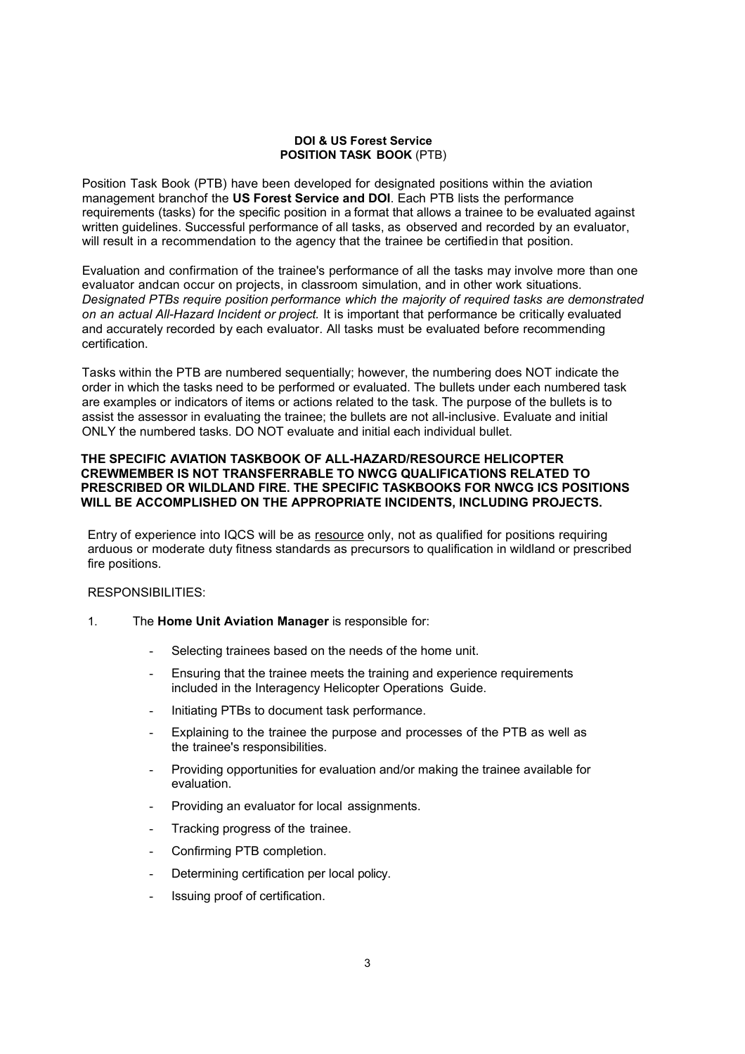**DOI & US Forest Service**
**POSITION TASK BOOK (PTB)**

Position Task Book (PTB) have been developed for designated positions within the aviation management branchof the **US Forest Service and DOI**. Each PTB lists the performance requirements (tasks) for the specific position in a format that allows a trainee to be evaluated against written guidelines. Successful performance of all tasks, as observed and recorded by an evaluator, will result in a recommendation to the agency that the trainee be certifiedin that position.

Evaluation and confirmation of the trainee's performance of all the tasks may involve more than one evaluator andcan occur on projects, in classroom simulation, and in other work situations. *Designated PTBs require position performance which the majority of required tasks are demonstrated on an actual All-Hazard Incident or project.* It is important that performance be critically evaluated and accurately recorded by each evaluator. All tasks must be evaluated before recommending certification.

Tasks within the PTB are numbered sequentially; however, the numbering does NOT indicate the order in which the tasks need to be performed or evaluated. The bullets under each numbered task are examples or indicators of items or actions related to the task. The purpose of the bullets is to assist the assessor in evaluating the trainee; the bullets are not all-inclusive. Evaluate and initial ONLY the numbered tasks. DO NOT evaluate and initial each individual bullet.

**THE SPECIFIC AVIATION TASKBOOK OF ALL-HAZARD/RESOURCE HELICOPTER CREWMEMBER IS NOT TRANSFERRABLE TO NWCG QUALIFICATIONS RELATED TO PRESCRIBED OR WILDLAND FIRE. THE SPECIFIC TASKBOOKS FOR NWCG ICS POSITIONS WILL BE ACCOMPLISHED ON THE APPROPRIATE INCIDENTS, INCLUDING PROJECTS.**

Entry of experience into IQCS will be as <u>resource</u> only, not as qualified for positions requiring arduous or moderate duty fitness standards as precursors to qualification in wildland or prescribed fire positions.

RESPONSIBILITIES:

1. The **Home Unit Aviation Manager** is responsible for:
   - Selecting trainees based on the needs of the home unit.
   - Ensuring that the trainee meets the training and experience requirements included in the Interagency Helicopter Operations Guide.
   - Initiating PTBs to document task performance.
   - Explaining to the trainee the purpose and processes of the PTB as well as the trainee's responsibilities.
   - Providing opportunities for evaluation and/or making the trainee available for evaluation.
   - Providing an evaluator for local assignments.
   - Tracking progress of the trainee.
   - Confirming PTB completion.
   - Determining certification per local policy.
   - Issuing proof of certification.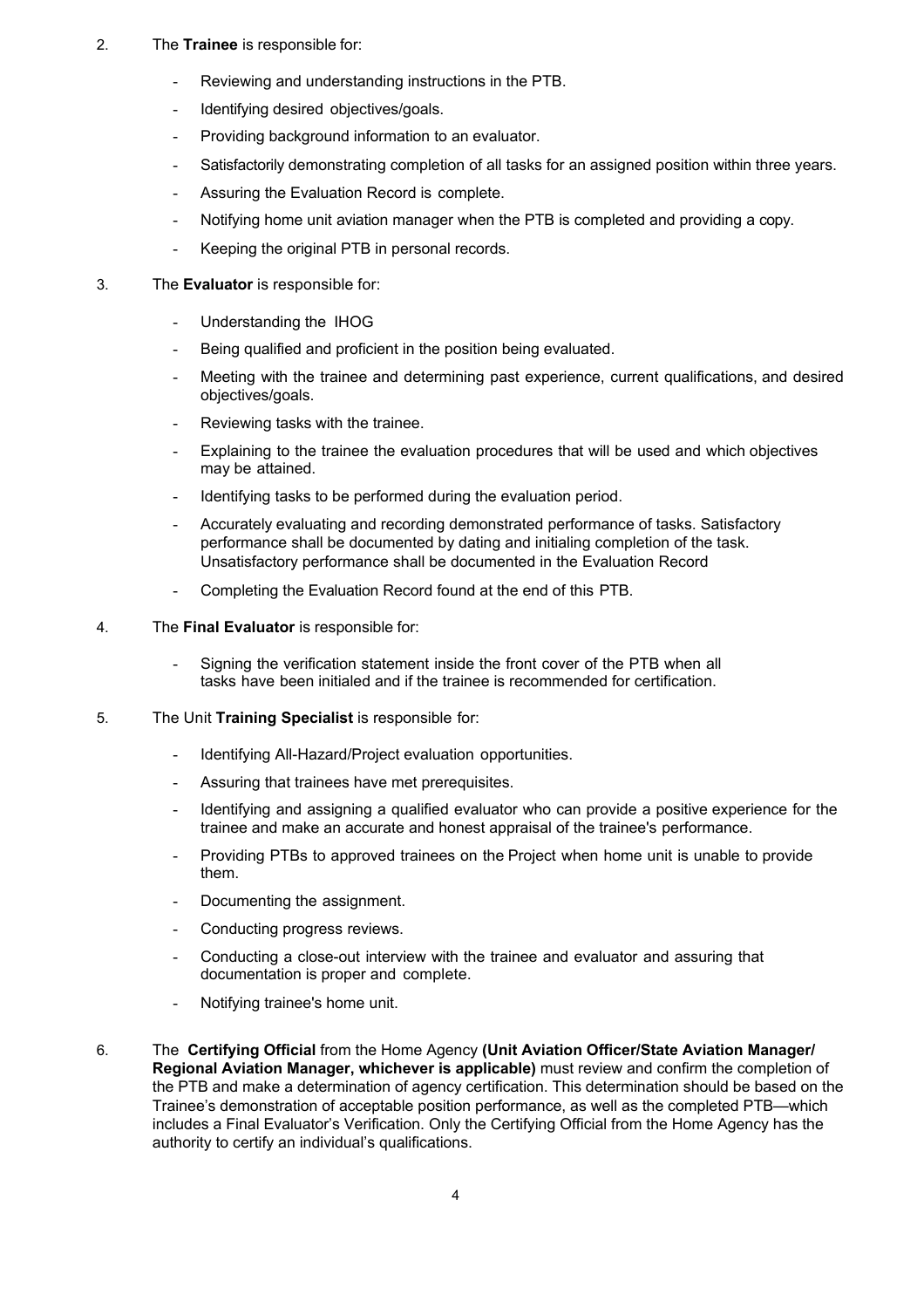2. The **Trainee** is responsible for:

   - Reviewing and understanding instructions in the PTB.
   - Identifying desired objectives/goals.
   - Providing background information to an evaluator.
   - Satisfactorily demonstrating completion of all tasks for an assigned position within three years.
   - Assuring the Evaluation Record is complete.
   - Notifying home unit aviation manager when the PTB is completed and providing a copy.
   - Keeping the original PTB in personal records.

3. The **Evaluator** is responsible for:

   - Understanding the IHOG
   - Being qualified and proficient in the position being evaluated.
   - Meeting with the trainee and determining past experience, current qualifications, and desired objectives/goals.
   - Reviewing tasks with the trainee.
   - Explaining to the trainee the evaluation procedures that will be used and which objectives may be attained.
   - Identifying tasks to be performed during the evaluation period.
   - Accurately evaluating and recording demonstrated performance of tasks. Satisfactory performance shall be documented by dating and initialing completion of the task. Unsatisfactory performance shall be documented in the Evaluation Record
   - Completing the Evaluation Record found at the end of this PTB.

4. The **Final Evaluator** is responsible for:

   - Signing the verification statement inside the front cover of the PTB when all tasks have been initialed and if the trainee is recommended for certification.

5. The Unit **Training Specialist** is responsible for:

   - Identifying All-Hazard/Project evaluation opportunities.
   - Assuring that trainees have met prerequisites.
   - Identifying and assigning a qualified evaluator who can provide a positive experience for the trainee and make an accurate and honest appraisal of the trainee's performance.
   - Providing PTBs to approved trainees on the Project when home unit is unable to provide them.
   - Documenting the assignment.
   - Conducting progress reviews.
   - Conducting a close-out interview with the trainee and evaluator and assuring that documentation is proper and complete.
   - Notifying trainee's home unit.

6. The **Certifying Official** from the Home Agency **(Unit Aviation Officer/State Aviation Manager/ Regional Aviation Manager, whichever is applicable)** must review and confirm the completion of the PTB and make a determination of agency certification. This determination should be based on the Trainee's demonstration of acceptable position performance, as well as the completed PTB—which includes a Final Evaluator's Verification. Only the Certifying Official from the Home Agency has the authority to certify an individual's qualifications.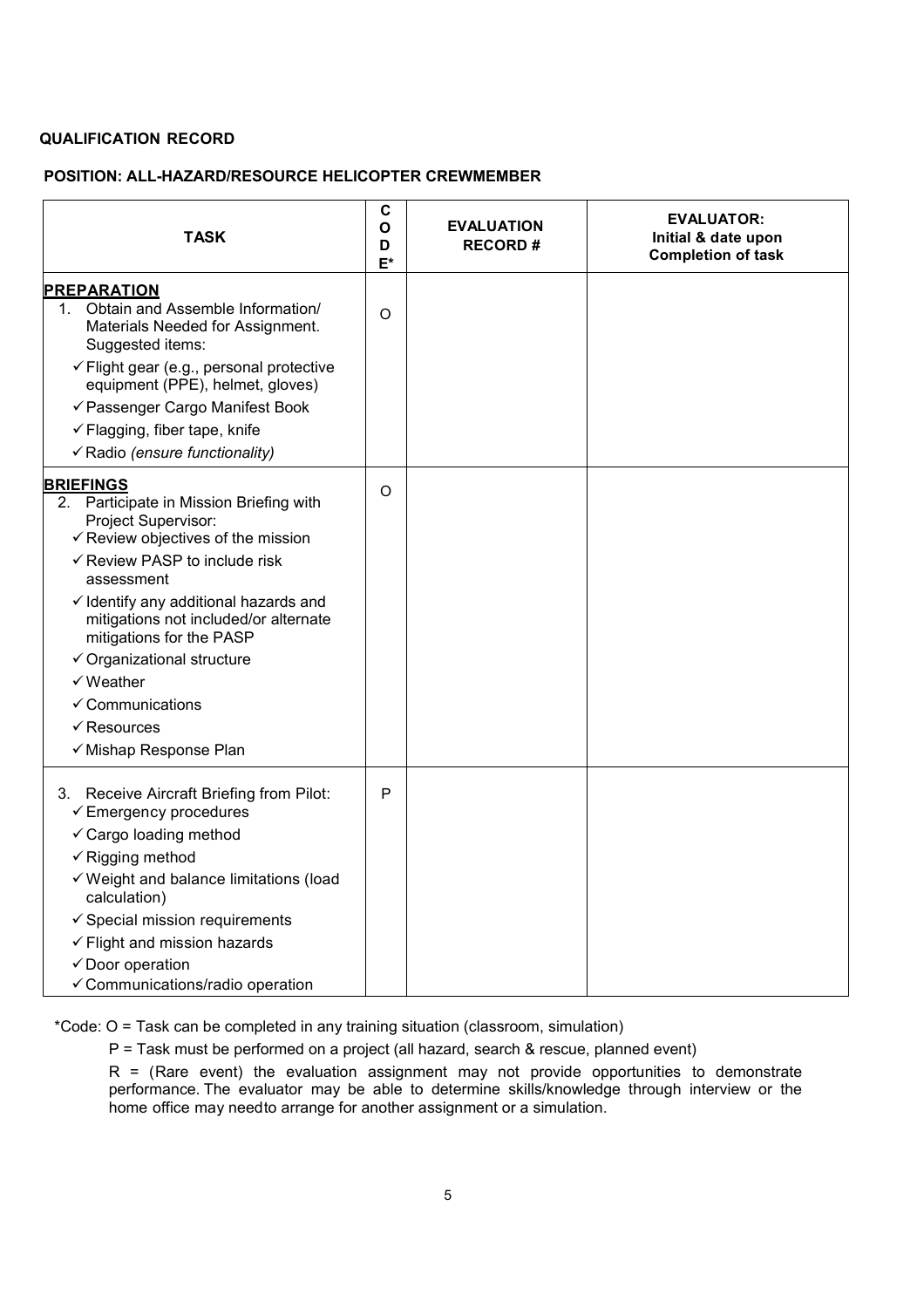**QUALIFICATION RECORD**

**POSITION: ALL-HAZARD/RESOURCE HELICOPTER CREWMEMBER**

| TASK | CODE* | EVALUATION RECORD # | EVALUATOR: Initial & date upon Completion of task |
|---|---|---|---|
| **PREPARATION**<br>1. Obtain and Assemble Information/ Materials Needed for Assignment. Suggested items:<br>✓ Flight gear (e.g., personal protective equipment (PPE), helmet, gloves)<br>✓ Passenger Cargo Manifest Book<br>✓ Flagging, fiber tape, knife<br>✓ Radio *(ensure functionality)* | O | | |
| **BRIEFINGS**<br>2. Participate in Mission Briefing with Project Supervisor:<br>✓ Review objectives of the mission<br>✓ Review PASP to include risk assessment<br>✓ Identify any additional hazards and mitigations not included/or alternate mitigations for the PASP<br>✓ Organizational structure<br>✓ Weather<br>✓ Communications<br>✓ Resources<br>✓ Mishap Response Plan | O | | |
| 3. Receive Aircraft Briefing from Pilot:<br>✓ Emergency procedures<br>✓ Cargo loading method<br>✓ Rigging method<br>✓ Weight and balance limitations (load calculation)<br>✓ Special mission requirements<br>✓ Flight and mission hazards<br>✓ Door operation<br>✓ Communications/radio operation | P | | |

*Code: O = Task can be completed in any training situation (classroom, simulation)

P = Task must be performed on a project (all hazard, search & rescue, planned event)

R = (Rare event) the evaluation assignment may not provide opportunities to demonstrate performance. The evaluator may be able to determine skills/knowledge through interview or the home office may needto arrange for another assignment or a simulation.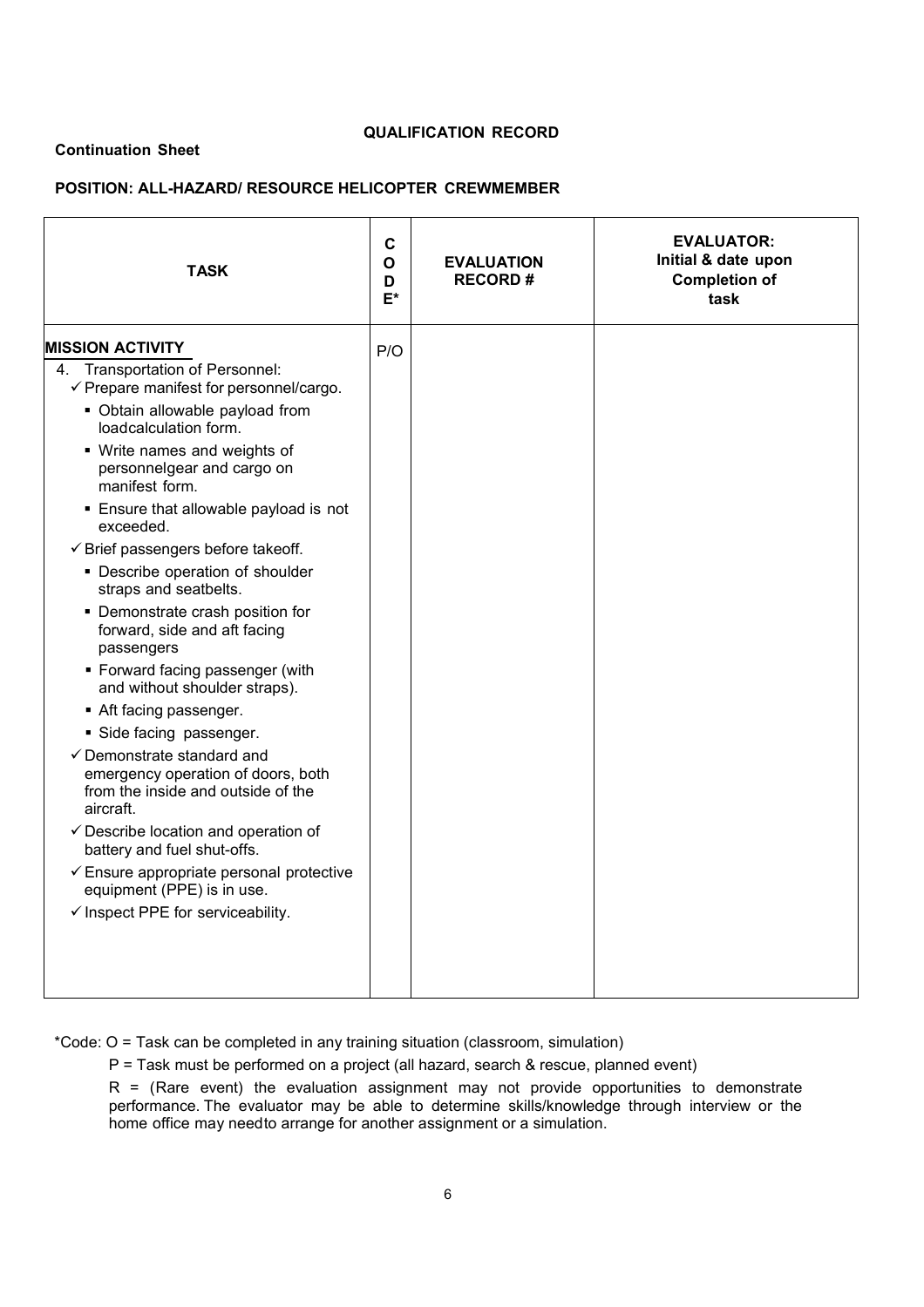**QUALIFICATION RECORD**

**Continuation Sheet**

**POSITION: ALL-HAZARD/ RESOURCE HELICOPTER CREWMEMBER**

| TASK | CODE* | EVALUATION RECORD # | EVALUATOR: Initial & date upon Completion of task |
|---|---|---|---|
| **MISSION ACTIVITY**<br>4. Transportation of Personnel:<br>✓ Prepare manifest for personnel/cargo.<br>▪ Obtain allowable payload from loadcalculation form.<br>▪ Write names and weights of personnelgear and cargo on manifest form.<br>▪ Ensure that allowable payload is not exceeded.<br>✓ Brief passengers before takeoff.<br>▪ Describe operation of shoulder straps and seatbelts.<br>▪ Demonstrate crash position for forward, side and aft facing passengers<br>▪ Forward facing passenger (with and without shoulder straps).<br>▪ Aft facing passenger.<br>▪ Side facing passenger.<br>✓ Demonstrate standard and emergency operation of doors, both from the inside and outside of the aircraft.<br>✓ Describe location and operation of battery and fuel shut-offs.<br>✓ Ensure appropriate personal protective equipment (PPE) is in use.<br>✓ Inspect PPE for serviceability. | P/O | | |

*Code: O = Task can be completed in any training situation (classroom, simulation)

P = Task must be performed on a project (all hazard, search & rescue, planned event)

R = (Rare event) the evaluation assignment may not provide opportunities to demonstrate performance. The evaluator may be able to determine skills/knowledge through interview or the home office may needto arrange for another assignment or a simulation.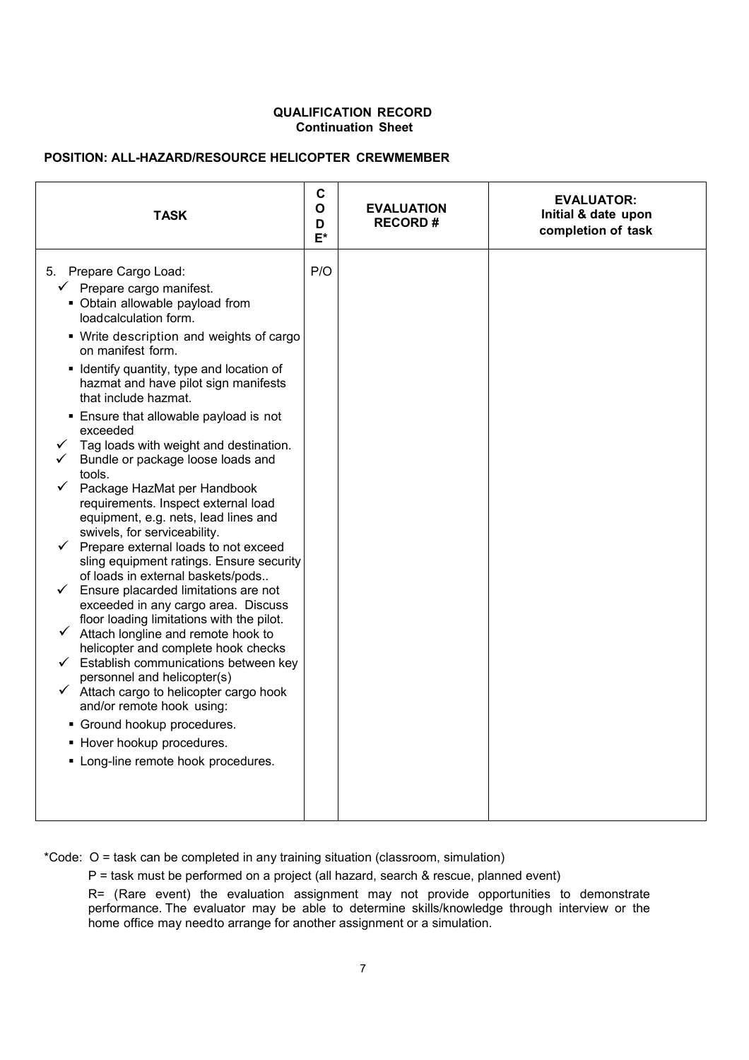**QUALIFICATION RECORD**
**Continuation Sheet**

**POSITION: ALL-HAZARD/RESOURCE HELICOPTER CREWMEMBER**

| TASK | CODE* | EVALUATION RECORD # | EVALUATOR: Initial & date upon completion of task |
|---|---|---|---|
| 5. Prepare Cargo Load:<br>✓ Prepare cargo manifest.<br>▪ Obtain allowable payload from loadcalculation form.<br>▪ Write description and weights of cargo on manifest form.<br>▪ Identify quantity, type and location of hazmat and have pilot sign manifests that include hazmat.<br>▪ Ensure that allowable payload is not exceeded<br>✓ Tag loads with weight and destination.<br>✓ Bundle or package loose loads and tools.<br>✓ Package HazMat per Handbook requirements. Inspect external load equipment, e.g. nets, lead lines and swivels, for serviceability.<br>✓ Prepare external loads to not exceed sling equipment ratings. Ensure security of loads in external baskets/pods..<br>✓ Ensure placarded limitations are not exceeded in any cargo area. Discuss floor loading limitations with the pilot.<br>✓ Attach longline and remote hook to helicopter and complete hook checks<br>✓ Establish communications between key personnel and helicopter(s)<br>✓ Attach cargo to helicopter cargo hook and/or remote hook using:<br>▪ Ground hookup procedures.<br>▪ Hover hookup procedures.<br>▪ Long-line remote hook procedures. | P/O | | |

*Code: O = task can be completed in any training situation (classroom, simulation)

P = task must be performed on a project (all hazard, search & rescue, planned event)

R= (Rare event) the evaluation assignment may not provide opportunities to demonstrate performance. The evaluator may be able to determine skills/knowledge through interview or the home office may needto arrange for another assignment or a simulation.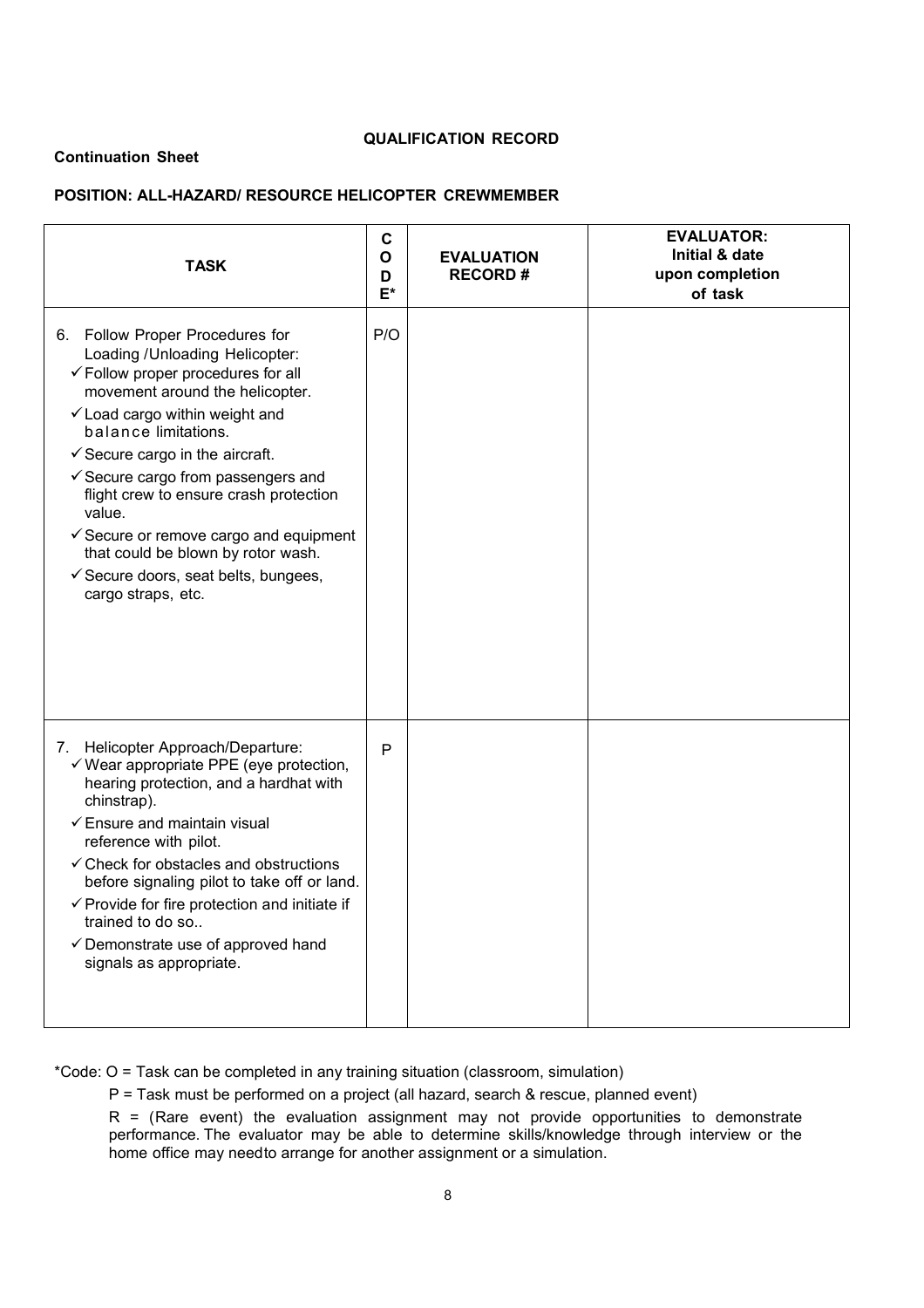**QUALIFICATION RECORD**

**Continuation Sheet**

**POSITION: ALL-HAZARD/ RESOURCE HELICOPTER CREWMEMBER**

| TASK | CODE* | EVALUATION RECORD # | EVALUATOR: Initial & date upon completion of task |
|---|---|---|---|
| 6. Follow Proper Procedures for Loading /Unloading Helicopter:<br>✓ Follow proper procedures for all movement around the helicopter.<br>✓ Load cargo within weight and balance limitations.<br>✓ Secure cargo in the aircraft.<br>✓ Secure cargo from passengers and flight crew to ensure crash protection value.<br>✓ Secure or remove cargo and equipment that could be blown by rotor wash.<br>✓ Secure doors, seat belts, bungees, cargo straps, etc. | P/O | | |
| 7. Helicopter Approach/Departure:<br>✓ Wear appropriate PPE (eye protection, hearing protection, and a hardhat with chinstrap).<br>✓ Ensure and maintain visual reference with pilot.<br>✓ Check for obstacles and obstructions before signaling pilot to take off or land.<br>✓ Provide for fire protection and initiate if trained to do so..<br>✓ Demonstrate use of approved hand signals as appropriate. | P | | |

*Code: O = Task can be completed in any training situation (classroom, simulation)

P = Task must be performed on a project (all hazard, search & rescue, planned event)

R = (Rare event) the evaluation assignment may not provide opportunities to demonstrate performance. The evaluator may be able to determine skills/knowledge through interview or the home office may needto arrange for another assignment or a simulation.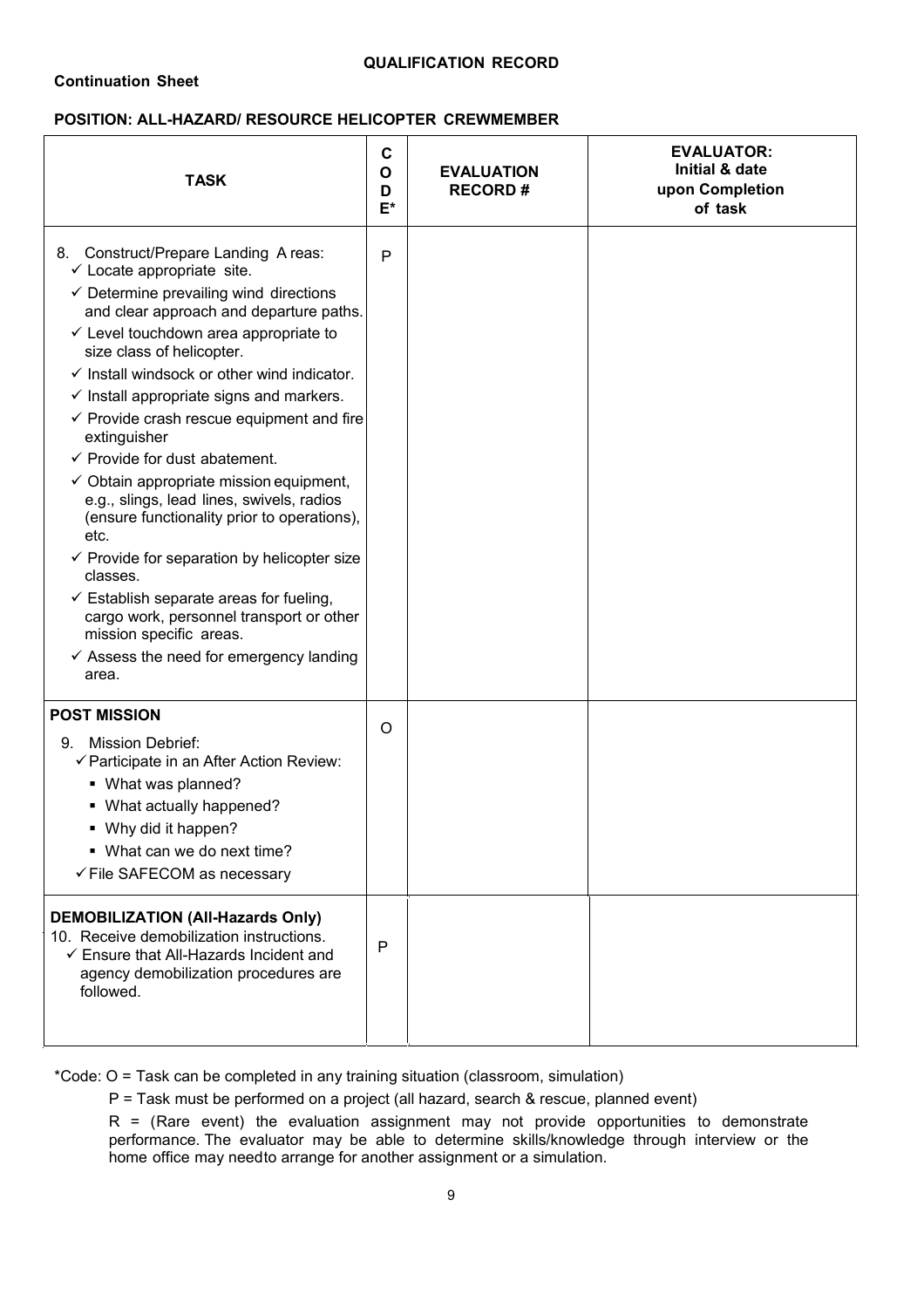**QUALIFICATION RECORD**

**Continuation Sheet**

**POSITION: ALL-HAZARD/ RESOURCE HELICOPTER CREWMEMBER**

| TASK | CODE* | EVALUATION RECORD # | EVALUATOR: Initial & date upon Completion of task |
|---|---|---|---|
| 8. Construct/Prepare Landing Areas:<br>✓ Locate appropriate site.<br>✓ Determine prevailing wind directions and clear approach and departure paths.<br>✓ Level touchdown area appropriate to size class of helicopter.<br>✓ Install windsock or other wind indicator.<br>✓ Install appropriate signs and markers.<br>✓ Provide crash rescue equipment and fire extinguisher<br>✓ Provide for dust abatement.<br>✓ Obtain appropriate mission equipment, e.g., slings, lead lines, swivels, radios (ensure functionality prior to operations), etc.<br>✓ Provide for separation by helicopter size classes.<br>✓ Establish separate areas for fueling, cargo work, personnel transport or other mission specific areas.<br>✓ Assess the need for emergency landing area. | P | | |
| **POST MISSION**<br>9. Mission Debrief:<br>✓ Participate in an After Action Review:<br>▪ What was planned?<br>▪ What actually happened?<br>▪ Why did it happen?<br>▪ What can we do next time?<br>✓ File SAFECOM as necessary | O | | |
| **DEMOBILIZATION (All-Hazards Only)**<br>10. Receive demobilization instructions.<br>✓ Ensure that All-Hazards Incident and agency demobilization procedures are followed. | P | | |

*Code: O = Task can be completed in any training situation (classroom, simulation)

P = Task must be performed on a project (all hazard, search & rescue, planned event)

R = (Rare event) the evaluation assignment may not provide opportunities to demonstrate performance. The evaluator may be able to determine skills/knowledge through interview or the home office may needto arrange for another assignment or a simulation.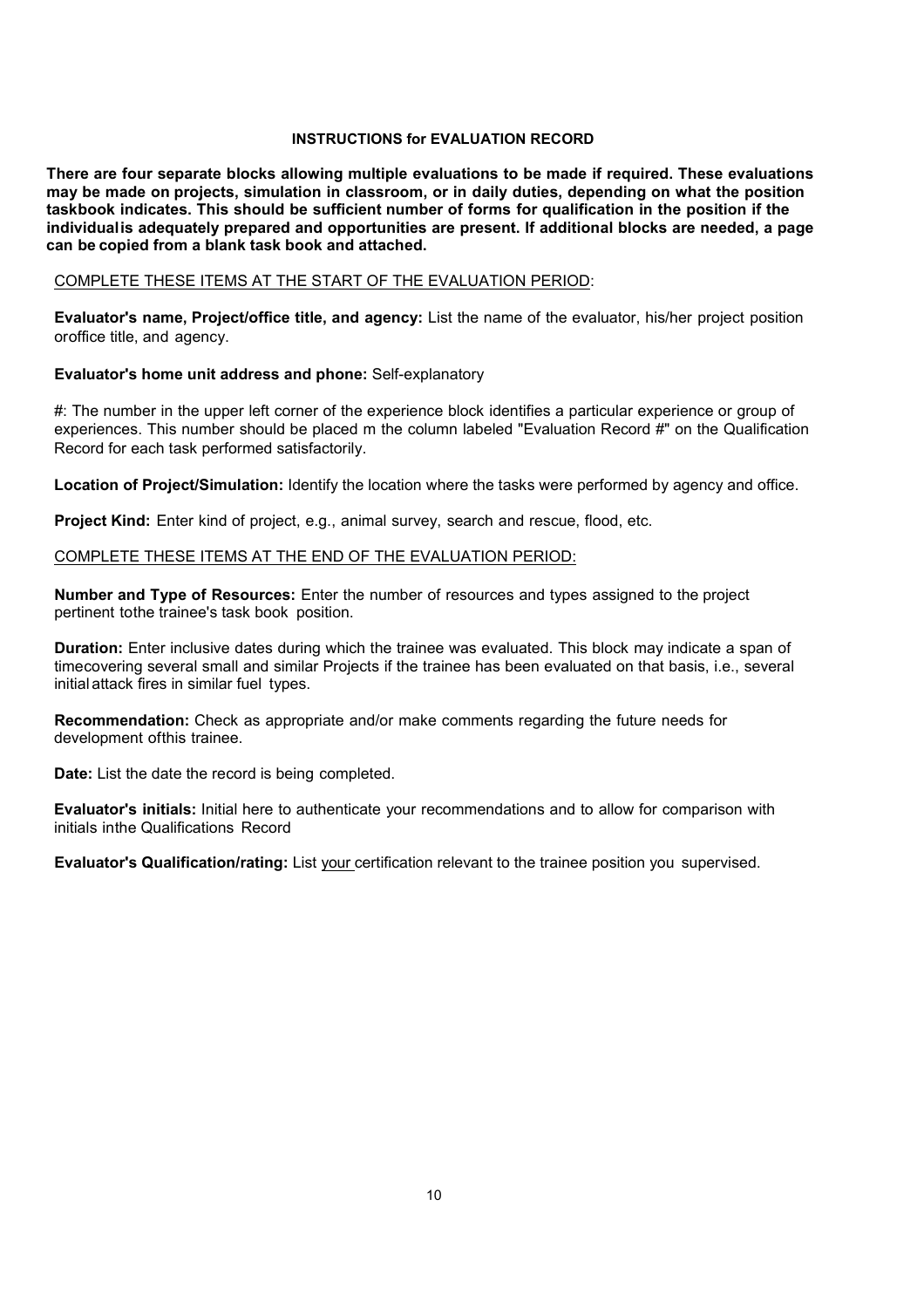## INSTRUCTIONS for EVALUATION RECORD

**There are four separate blocks allowing multiple evaluations to be made if required. These evaluations may be made on projects, simulation in classroom, or in daily duties, depending on what the position taskbook indicates. This should be sufficient number of forms for qualification in the position if the individualis adequately prepared and opportunities are present. If additional blocks are needed, a page can be copied from a blank task book and attached.**

<u>COMPLETE THESE ITEMS AT THE START OF THE EVALUATION PERIOD</u>:

**Evaluator's name, Project/office title, and agency:** List the name of the evaluator, his/her project position oroffice title, and agency.

**Evaluator's home unit address and phone:** Self-explanatory

#: The number in the upper left corner of the experience block identifies a particular experience or group of experiences. This number should be placed m the column labeled "Evaluation Record #" on the Qualification Record for each task performed satisfactorily.

**Location of Project/Simulation:** Identify the location where the tasks were performed by agency and office.

**Project Kind:** Enter kind of project, e.g., animal survey, search and rescue, flood, etc.

<u>COMPLETE THESE ITEMS AT THE END OF THE EVALUATION PERIOD:</u>

**Number and Type of Resources:** Enter the number of resources and types assigned to the project pertinent tothe trainee's task book position.

**Duration:** Enter inclusive dates during which the trainee was evaluated. This block may indicate a span of timecovering several small and similar Projects if the trainee has been evaluated on that basis, i.e., several initial attack fires in similar fuel types.

**Recommendation:** Check as appropriate and/or make comments regarding the future needs for development ofthis trainee.

**Date:** List the date the record is being completed.

**Evaluator's initials:** Initial here to authenticate your recommendations and to allow for comparison with initials inthe Qualifications Record

**Evaluator's Qualification/rating:** List <u>your</u> certification relevant to the trainee position you supervised.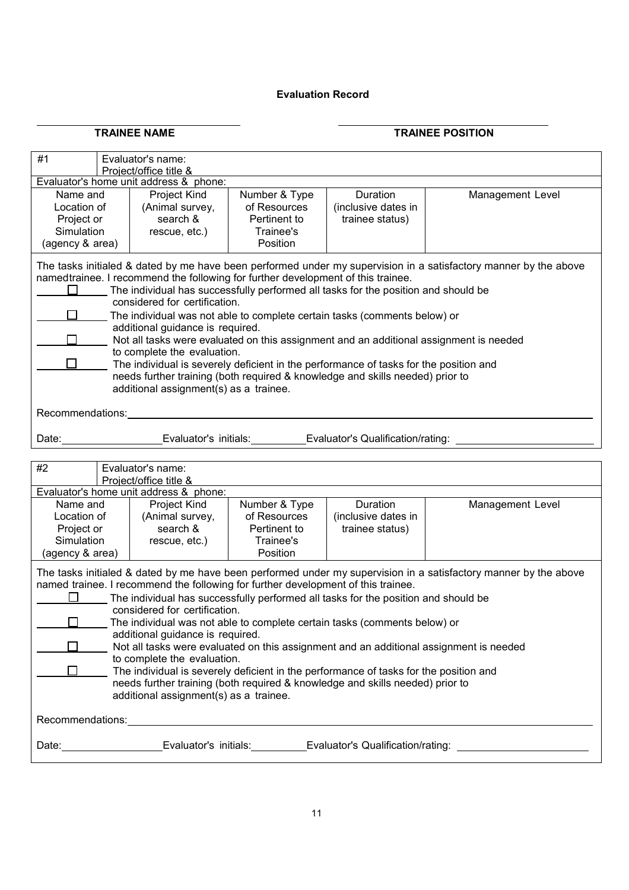**Evaluation Record**

| TRAINEE NAME | TRAINEE POSITION |
|---|---|
| | |

| #1 | Evaluator's name: Project/office title & | | | |
|---|---|---|---|---|
| Evaluator's home unit address & phone: | | | | |
| Name and Location of Project or Simulation (agency & area) | Project Kind (Animal survey, search & rescue, etc.) | Number & Type of Resources Pertinent to Trainee's Position | Duration (inclusive dates in trainee status) | Management Level |
| | | | | |

The tasks initialed & dated by me have been performed under my supervision in a satisfactory manner by the above namedtrainee. I recommend the following for further development of this trainee.

- ______ ☐ The individual has successfully performed all tasks for the position and should be considered for certification.
- ______ ☐ The individual was not able to complete certain tasks (comments below) or additional guidance is required.
- ______ ☐ Not all tasks were evaluated on this assignment and an additional assignment is needed to complete the evaluation.
- ______ ☐ The individual is severely deficient in the performance of tasks for the position and needs further training (both required & knowledge and skills needed) prior to additional assignment(s) as a trainee.

Recommendations: ______________________________________________

Date: ______________ Evaluator's initials: __________ Evaluator's Qualification/rating: ______________________

| #2 | Evaluator's name: Project/office title & | | | |
|---|---|---|---|---|
| Evaluator's home unit address & phone: | | | | |
| Name and Location of Project or Simulation (agency & area) | Project Kind (Animal survey, search & rescue, etc.) | Number & Type of Resources Pertinent to Trainee's Position | Duration (inclusive dates in trainee status) | Management Level |
| | | | | |

The tasks initialed & dated by me have been performed under my supervision in a satisfactory manner by the above named trainee. I recommend the following for further development of this trainee.

- ______ ☐ The individual has successfully performed all tasks for the position and should be considered for certification.
- ______ ☐ The individual was not able to complete certain tasks (comments below) or additional guidance is required.
- ______ ☐ Not all tasks were evaluated on this assignment and an additional assignment is needed to complete the evaluation.
- ______ ☐ The individual is severely deficient in the performance of tasks for the position and needs further training (both required & knowledge and skills needed) prior to additional assignment(s) as a trainee.

Recommendations: ______________________________________________

Date: ______________ Evaluator's initials: __________ Evaluator's Qualification/rating: ______________________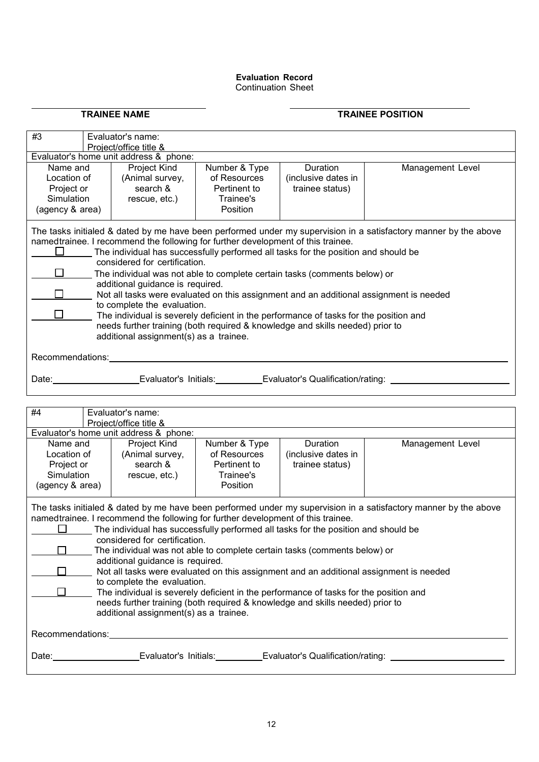**Evaluation Record**
Continuation Sheet

**TRAINEE NAME** | **TRAINEE POSITION**

| #3 | Evaluator's name: Project/office title & | | | |
|---|---|---|---|---|
| Evaluator's home unit address & phone: | | | | |
| Name and Location of Project or Simulation (agency & area) | Project Kind (Animal survey, search & rescue, etc.) | Number & Type of Resources Pertinent to Trainee's Position | Duration (inclusive dates in trainee status) | Management Level |

The tasks initialed & dated by me have been performed under my supervision in a satisfactory manner by the above namedtrainee. I recommend the following for further development of this trainee.

- ☐ The individual has successfully performed all tasks for the position and should be considered for certification.
- ☐ The individual was not able to complete certain tasks (comments below) or additional guidance is required.
- ☐ Not all tasks were evaluated on this assignment and an additional assignment is needed to complete the evaluation.
- ☐ The individual is severely deficient in the performance of tasks for the position and needs further training (both required & knowledge and skills needed) prior to additional assignment(s) as a trainee.

Recommendations:

Date: \_\_\_\_\_\_\_\_ Evaluator's Initials: \_\_\_\_\_\_\_\_ Evaluator's Qualification/rating: \_\_\_\_\_\_\_\_

| #4 | Evaluator's name: Project/office title & | | | |
|---|---|---|---|---|
| Evaluator's home unit address & phone: | | | | |
| Name and Location of Project or Simulation (agency & area) | Project Kind (Animal survey, search & rescue, etc.) | Number & Type of Resources Pertinent to Trainee's Position | Duration (inclusive dates in trainee status) | Management Level |

The tasks initialed & dated by me have been performed under my supervision in a satisfactory manner by the above namedtrainee. I recommend the following for further development of this trainee.

- ☐ The individual has successfully performed all tasks for the position and should be considered for certification.
- ☐ The individual was not able to complete certain tasks (comments below) or additional guidance is required.
- ☐ Not all tasks were evaluated on this assignment and an additional assignment is needed to complete the evaluation.
- ☐ The individual is severely deficient in the performance of tasks for the position and needs further training (both required & knowledge and skills needed) prior to additional assignment(s) as a trainee.

Recommendations:

Date: \_\_\_\_\_\_\_\_ Evaluator's Initials: \_\_\_\_\_\_\_\_ Evaluator's Qualification/rating: \_\_\_\_\_\_\_\_